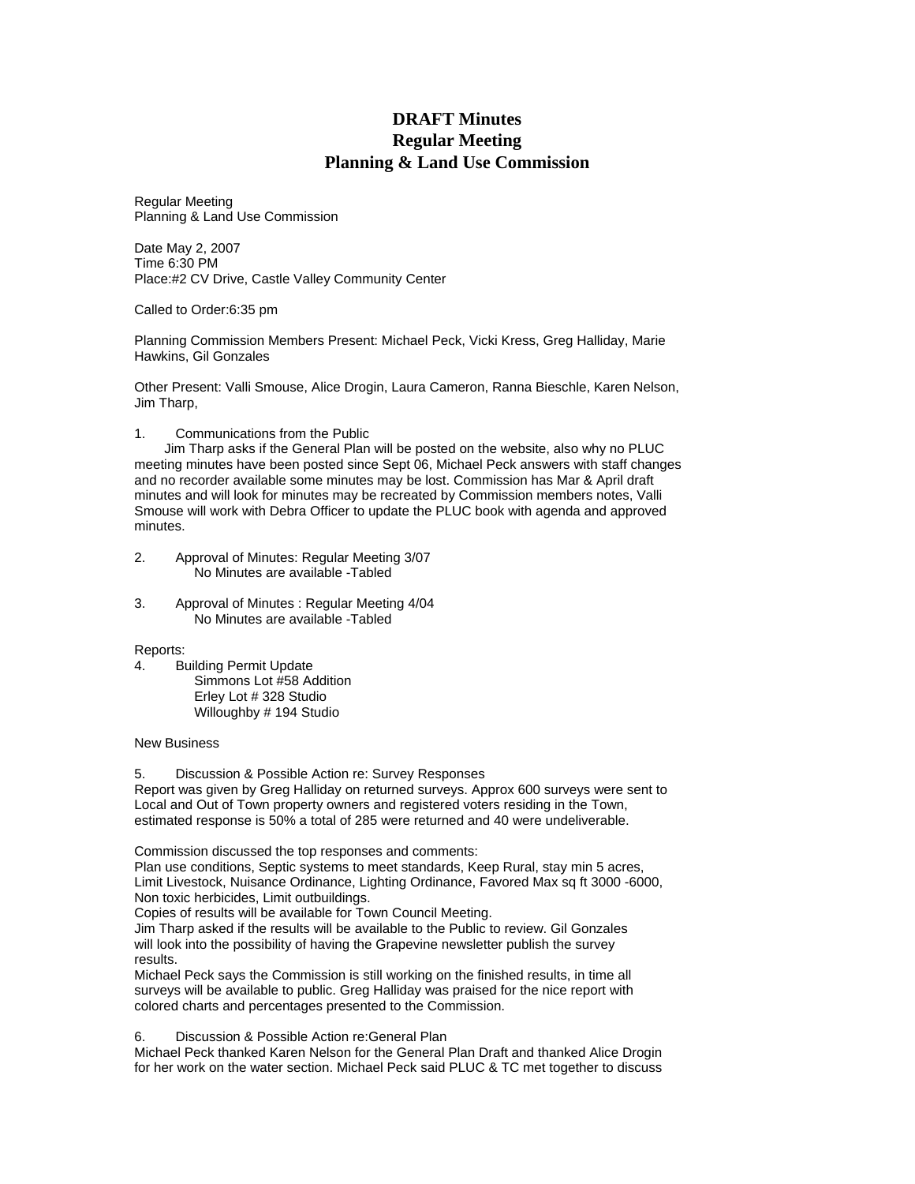# DRAFT Minutes
# Regular Meeting
# Planning & Land Use Commission

Regular Meeting
Planning & Land Use Commission

Date May 2, 2007
Time 6:30 PM
Place:#2 CV Drive, Castle Valley Community Center

Called to Order:6:35 pm

Planning Commission Members Present: Michael Peck, Vicki Kress, Greg Halliday, Marie Hawkins, Gil Gonzales

Other Present: Valli Smouse, Alice Drogin, Laura Cameron, Ranna Bieschle, Karen Nelson, Jim Tharp,

1. Communications from the Public
   Jim Tharp asks if the General Plan will be posted on the website, also why no PLUC meeting minutes have been posted since Sept 06, Michael Peck answers with staff changes and no recorder available some minutes may be lost. Commission has Mar & April draft minutes and will look for minutes may be recreated by Commission members notes, Valli Smouse will work with Debra Officer to update the PLUC book with agenda and approved minutes.

2. Approval of Minutes: Regular Meeting 3/07
   No Minutes are available -Tabled

3. Approval of Minutes : Regular Meeting 4/04
   No Minutes are available -Tabled

Reports:

4. Building Permit Update
   Simmons Lot #58 Addition
   Erley Lot # 328 Studio
   Willoughby # 194 Studio

New Business

5. Discussion & Possible Action re: Survey Responses

Report was given by Greg Halliday on returned surveys. Approx 600 surveys were sent to Local and Out of Town property owners and registered voters residing in the Town, estimated response is 50% a total of 285 were returned and 40 were undeliverable.

Commission discussed the top responses and comments:
Plan use conditions, Septic systems to meet standards, Keep Rural, stay min 5 acres, Limit Livestock, Nuisance Ordinance, Lighting Ordinance, Favored Max sq ft 3000 -6000, Non toxic herbicides, Limit outbuildings.
Copies of results will be available for Town Council Meeting.
Jim Tharp asked if the results will be available to the Public to review. Gil Gonzales will look into the possibility of having the Grapevine newsletter publish the survey results.
Michael Peck says the Commission is still working on the finished results, in time all surveys will be available to public. Greg Halliday was praised for the nice report with colored charts and percentages presented to the Commission.

6. Discussion & Possible Action re:General Plan

Michael Peck thanked Karen Nelson for the General Plan Draft and thanked Alice Drogin for her work on the water section. Michael Peck said PLUC & TC met together to discuss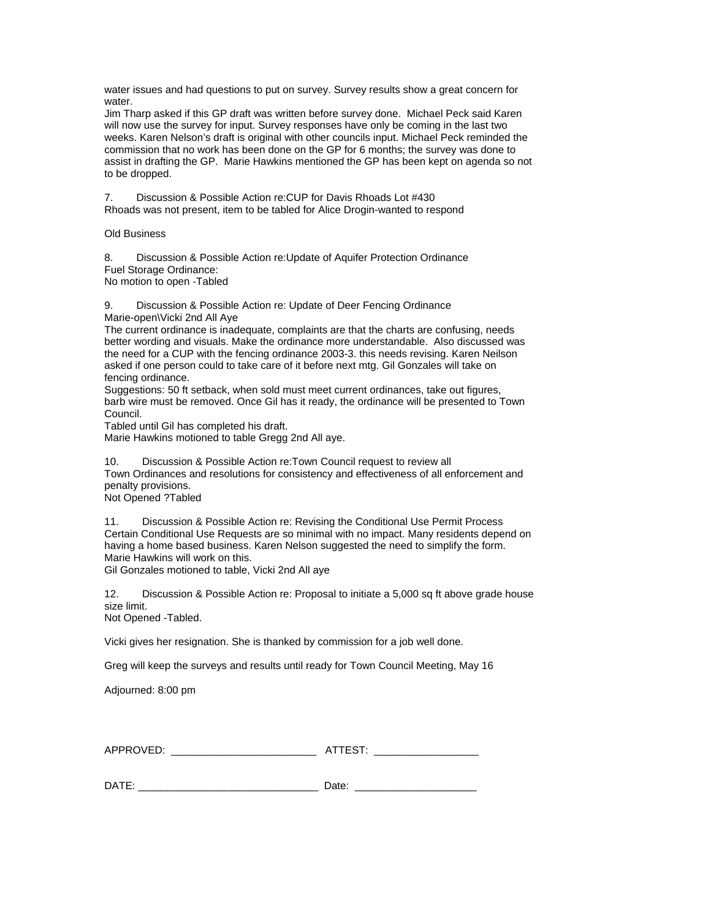water issues and had questions to put on survey. Survey results show a great concern for water.
Jim Tharp asked if this GP draft was written before survey done. Michael Peck said Karen will now use the survey for input. Survey responses have only be coming in the last two weeks. Karen Nelson's draft is original with other councils input. Michael Peck reminded the commission that no work has been done on the GP for 6 months; the survey was done to assist in drafting the GP. Marie Hawkins mentioned the GP has been kept on agenda so not to be dropped.

7. Discussion & Possible Action re:CUP for Davis Rhoads Lot #430
Rhoads was not present, item to be tabled for Alice Drogin-wanted to respond

Old Business

8. Discussion & Possible Action re:Update of Aquifer Protection Ordinance
Fuel Storage Ordinance:
No motion to open -Tabled

9. Discussion & Possible Action re: Update of Deer Fencing Ordinance
Marie-open\Vicki 2nd All Aye
The current ordinance is inadequate, complaints are that the charts are confusing, needs better wording and visuals. Make the ordinance more understandable. Also discussed was the need for a CUP with the fencing ordinance 2003-3. this needs revising. Karen Neilson asked if one person could to take care of it before next mtg. Gil Gonzales will take on fencing ordinance.
Suggestions: 50 ft setback, when sold must meet current ordinances, take out figures, barb wire must be removed. Once Gil has it ready, the ordinance will be presented to Town Council.
Tabled until Gil has completed his draft.
Marie Hawkins motioned to table Gregg 2nd All aye.

10. Discussion & Possible Action re:Town Council request to review all Town Ordinances and resolutions for consistency and effectiveness of all enforcement and penalty provisions.
Not Opened ?Tabled

11. Discussion & Possible Action re: Revising the Conditional Use Permit Process
Certain Conditional Use Requests are so minimal with no impact. Many residents depend on having a home based business. Karen Nelson suggested the need to simplify the form. Marie Hawkins will work on this.
Gil Gonzales motioned to table, Vicki 2nd All aye

12. Discussion & Possible Action re: Proposal to initiate a 5,000 sq ft above grade house size limit.
Not Opened -Tabled.

Vicki gives her resignation. She is thanked by commission for a job well done.

Greg will keep the surveys and results until ready for Town Council Meeting, May 16

Adjourned: 8:00 pm

APPROVED: ________________________ ATTEST: _________________

DATE: ______________________________ Date: ____________________